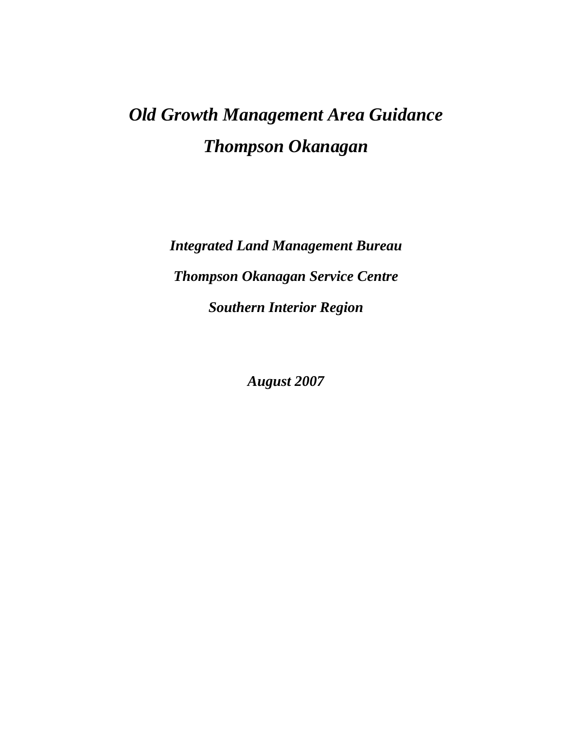# *Old Growth Management Area Guidance*
# *Thompson Okanagan*

***Integrated Land Management Bureau***

***Thompson Okanagan Service Centre***

***Southern Interior Region***

***August 2007***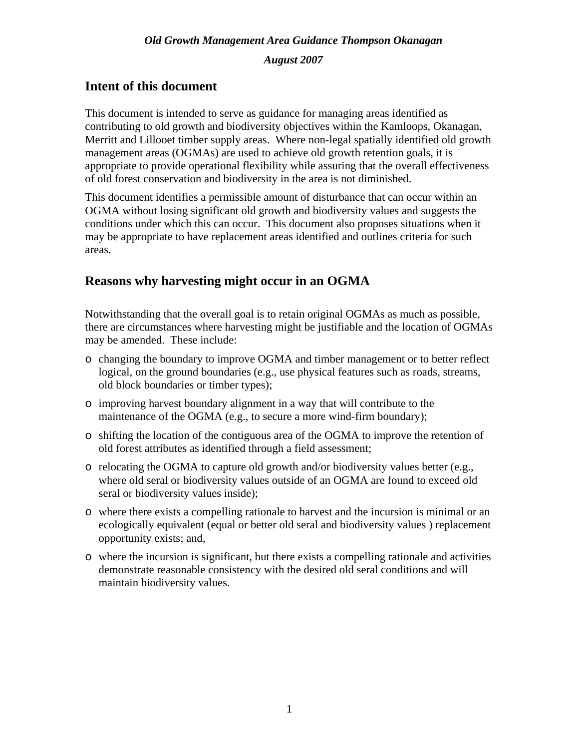*Old Growth Management Area Guidance Thompson Okanagan*

*August 2007*

## Intent of this document

This document is intended to serve as guidance for managing areas identified as contributing to old growth and biodiversity objectives within the Kamloops, Okanagan, Merritt and Lillooet timber supply areas. Where non-legal spatially identified old growth management areas (OGMAs) are used to achieve old growth retention goals, it is appropriate to provide operational flexibility while assuring that the overall effectiveness of old forest conservation and biodiversity in the area is not diminished.

This document identifies a permissible amount of disturbance that can occur within an OGMA without losing significant old growth and biodiversity values and suggests the conditions under which this can occur. This document also proposes situations when it may be appropriate to have replacement areas identified and outlines criteria for such areas.

## Reasons why harvesting might occur in an OGMA

Notwithstanding that the overall goal is to retain original OGMAs as much as possible, there are circumstances where harvesting might be justifiable and the location of OGMAs may be amended. These include:

- changing the boundary to improve OGMA and timber management or to better reflect logical, on the ground boundaries (e.g., use physical features such as roads, streams, old block boundaries or timber types);
- improving harvest boundary alignment in a way that will contribute to the maintenance of the OGMA (e.g., to secure a more wind-firm boundary);
- shifting the location of the contiguous area of the OGMA to improve the retention of old forest attributes as identified through a field assessment;
- relocating the OGMA to capture old growth and/or biodiversity values better (e.g., where old seral or biodiversity values outside of an OGMA are found to exceed old seral or biodiversity values inside);
- where there exists a compelling rationale to harvest and the incursion is minimal or an ecologically equivalent (equal or better old seral and biodiversity values ) replacement opportunity exists; and,
- where the incursion is significant, but there exists a compelling rationale and activities demonstrate reasonable consistency with the desired old seral conditions and will maintain biodiversity values.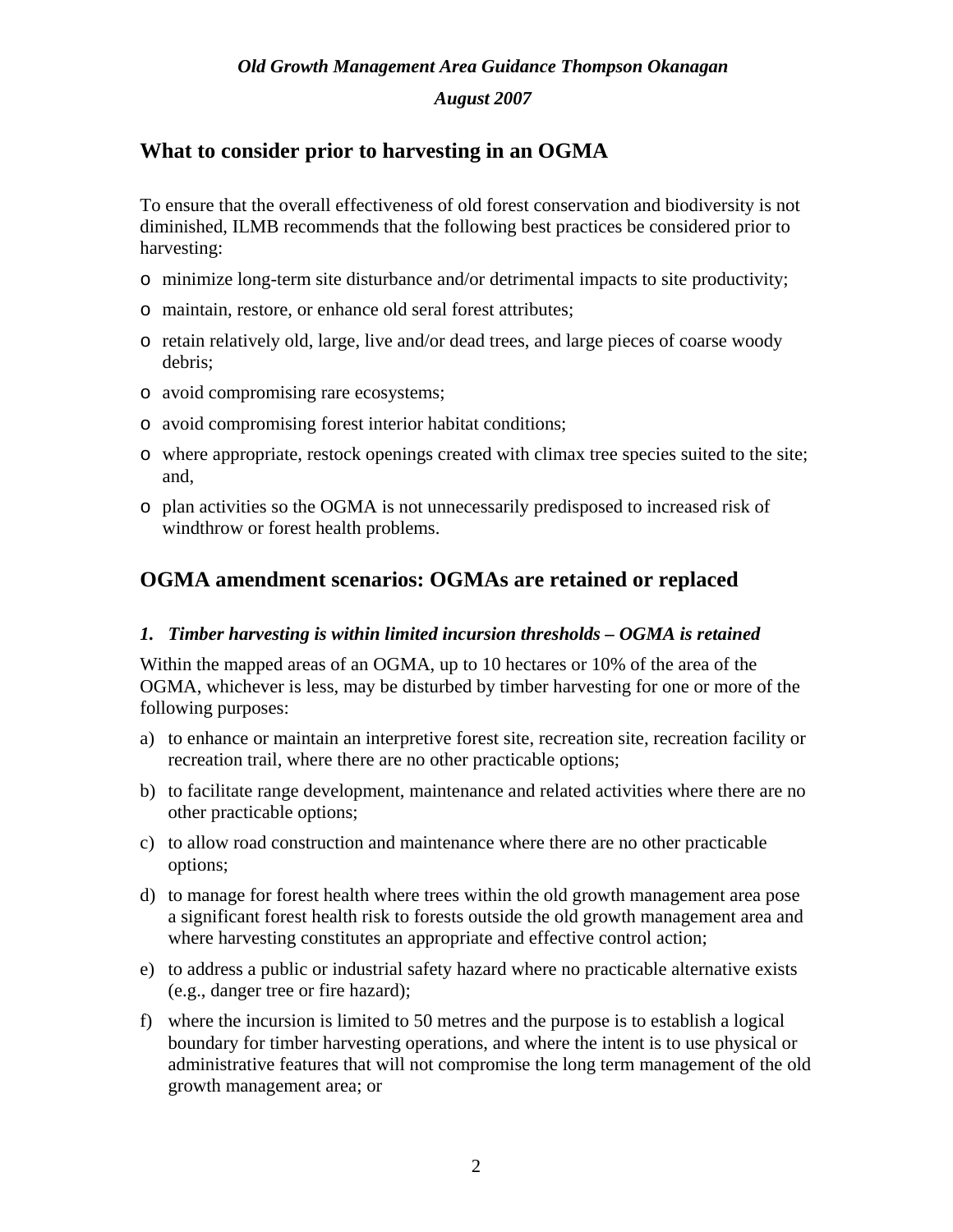## What to consider prior to harvesting in an OGMA

To ensure that the overall effectiveness of old forest conservation and biodiversity is not diminished, ILMB recommends that the following best practices be considered prior to harvesting:

- minimize long-term site disturbance and/or detrimental impacts to site productivity;
- maintain, restore, or enhance old seral forest attributes;
- retain relatively old, large, live and/or dead trees, and large pieces of coarse woody debris;
- avoid compromising rare ecosystems;
- avoid compromising forest interior habitat conditions;
- where appropriate, restock openings created with climax tree species suited to the site; and,
- plan activities so the OGMA is not unnecessarily predisposed to increased risk of windthrow or forest health problems.

## OGMA amendment scenarios: OGMAs are retained or replaced

### *1. Timber harvesting is within limited incursion thresholds – OGMA is retained*

Within the mapped areas of an OGMA, up to 10 hectares or 10% of the area of the OGMA, whichever is less, may be disturbed by timber harvesting for one or more of the following purposes:

a) to enhance or maintain an interpretive forest site, recreation site, recreation facility or recreation trail, where there are no other practicable options;

b) to facilitate range development, maintenance and related activities where there are no other practicable options;

c) to allow road construction and maintenance where there are no other practicable options;

d) to manage for forest health where trees within the old growth management area pose a significant forest health risk to forests outside the old growth management area and where harvesting constitutes an appropriate and effective control action;

e) to address a public or industrial safety hazard where no practicable alternative exists (e.g., danger tree or fire hazard);

f) where the incursion is limited to 50 metres and the purpose is to establish a logical boundary for timber harvesting operations, and where the intent is to use physical or administrative features that will not compromise the long term management of the old growth management area; or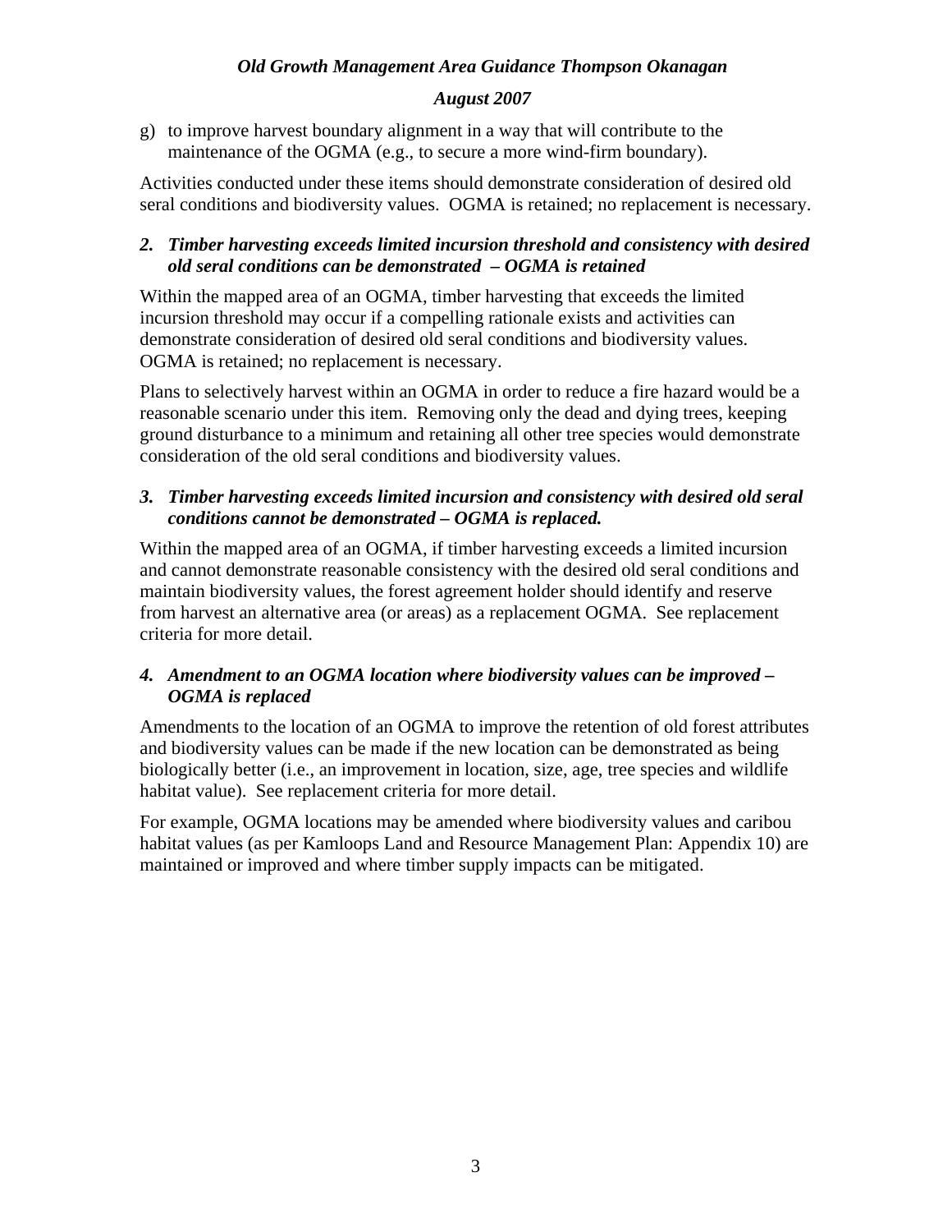g) to improve harvest boundary alignment in a way that will contribute to the maintenance of the OGMA (e.g., to secure a more wind-firm boundary).

Activities conducted under these items should demonstrate consideration of desired old seral conditions and biodiversity values. OGMA is retained; no replacement is necessary.

### *2. Timber harvesting exceeds limited incursion threshold and consistency with desired old seral conditions can be demonstrated – OGMA is retained*

Within the mapped area of an OGMA, timber harvesting that exceeds the limited incursion threshold may occur if a compelling rationale exists and activities can demonstrate consideration of desired old seral conditions and biodiversity values. OGMA is retained; no replacement is necessary.

Plans to selectively harvest within an OGMA in order to reduce a fire hazard would be a reasonable scenario under this item. Removing only the dead and dying trees, keeping ground disturbance to a minimum and retaining all other tree species would demonstrate consideration of the old seral conditions and biodiversity values.

### *3. Timber harvesting exceeds limited incursion and consistency with desired old seral conditions cannot be demonstrated – OGMA is replaced.*

Within the mapped area of an OGMA, if timber harvesting exceeds a limited incursion and cannot demonstrate reasonable consistency with the desired old seral conditions and maintain biodiversity values, the forest agreement holder should identify and reserve from harvest an alternative area (or areas) as a replacement OGMA. See replacement criteria for more detail.

### *4. Amendment to an OGMA location where biodiversity values can be improved – OGMA is replaced*

Amendments to the location of an OGMA to improve the retention of old forest attributes and biodiversity values can be made if the new location can be demonstrated as being biologically better (i.e., an improvement in location, size, age, tree species and wildlife habitat value). See replacement criteria for more detail.

For example, OGMA locations may be amended where biodiversity values and caribou habitat values (as per Kamloops Land and Resource Management Plan: Appendix 10) are maintained or improved and where timber supply impacts can be mitigated.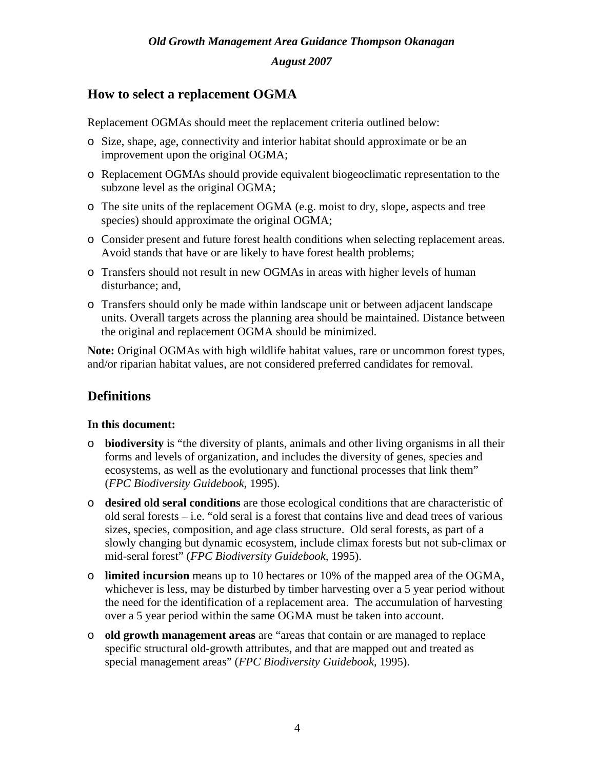## How to select a replacement OGMA

Replacement OGMAs should meet the replacement criteria outlined below:

- Size, shape, age, connectivity and interior habitat should approximate or be an improvement upon the original OGMA;
- Replacement OGMAs should provide equivalent biogeoclimatic representation to the subzone level as the original OGMA;
- The site units of the replacement OGMA (e.g. moist to dry, slope, aspects and tree species) should approximate the original OGMA;
- Consider present and future forest health conditions when selecting replacement areas. Avoid stands that have or are likely to have forest health problems;
- Transfers should not result in new OGMAs in areas with higher levels of human disturbance; and,
- Transfers should only be made within landscape unit or between adjacent landscape units. Overall targets across the planning area should be maintained. Distance between the original and replacement OGMA should be minimized.

**Note:** Original OGMAs with high wildlife habitat values, rare or uncommon forest types, and/or riparian habitat values, are not considered preferred candidates for removal.

## Definitions

**In this document:**

- **biodiversity** is "the diversity of plants, animals and other living organisms in all their forms and levels of organization, and includes the diversity of genes, species and ecosystems, as well as the evolutionary and functional processes that link them" (*FPC Biodiversity Guidebook,* 1995).
- **desired old seral conditions** are those ecological conditions that are characteristic of old seral forests – i.e. "old seral is a forest that contains live and dead trees of various sizes, species, composition, and age class structure. Old seral forests, as part of a slowly changing but dynamic ecosystem, include climax forests but not sub-climax or mid-seral forest" (*FPC Biodiversity Guidebook,* 1995).
- **limited incursion** means up to 10 hectares or 10% of the mapped area of the OGMA, whichever is less, may be disturbed by timber harvesting over a 5 year period without the need for the identification of a replacement area. The accumulation of harvesting over a 5 year period within the same OGMA must be taken into account.
- **old growth management areas** are "areas that contain or are managed to replace specific structural old-growth attributes, and that are mapped out and treated as special management areas" (*FPC Biodiversity Guidebook,* 1995).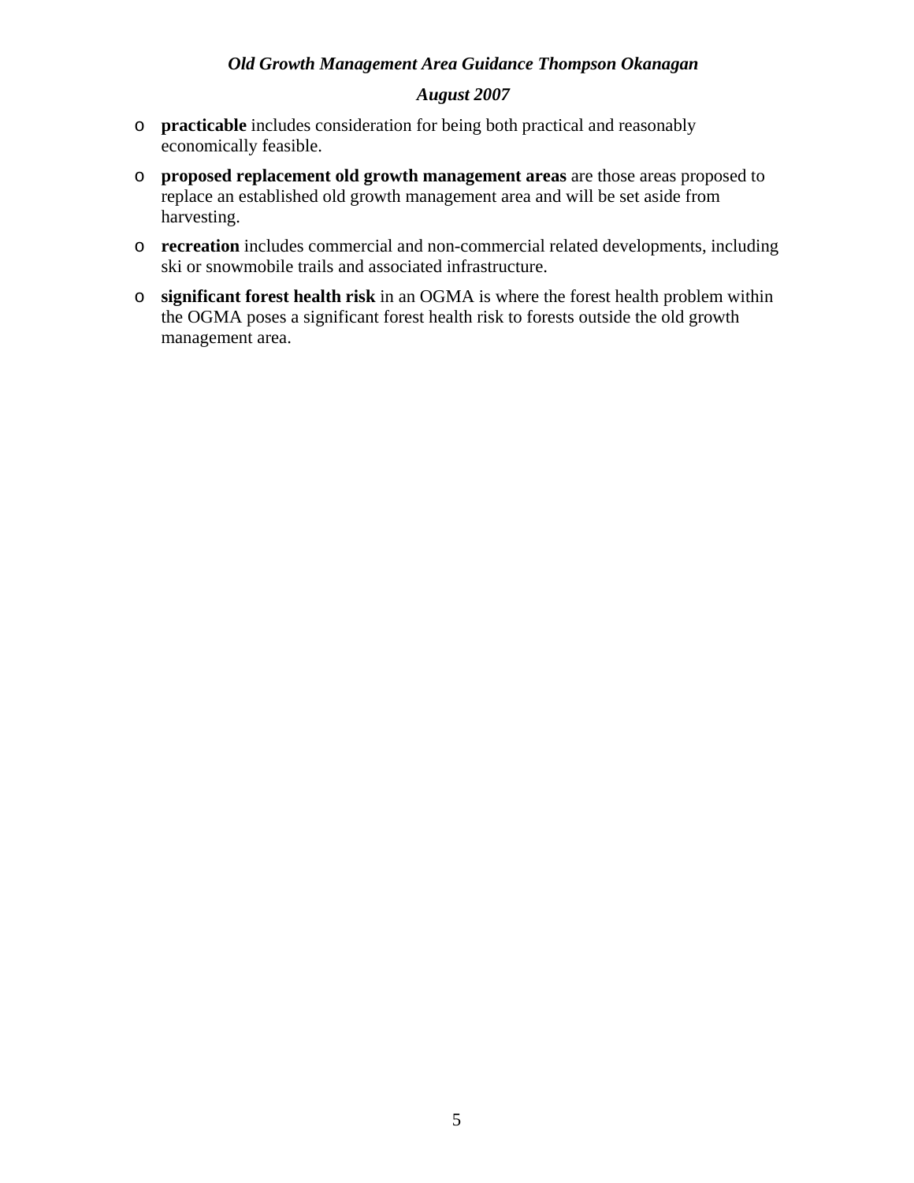- **practicable** includes consideration for being both practical and reasonably economically feasible.
- **proposed replacement old growth management areas** are those areas proposed to replace an established old growth management area and will be set aside from harvesting.
- **recreation** includes commercial and non-commercial related developments, including ski or snowmobile trails and associated infrastructure.
- **significant forest health risk** in an OGMA is where the forest health problem within the OGMA poses a significant forest health risk to forests outside the old growth management area.